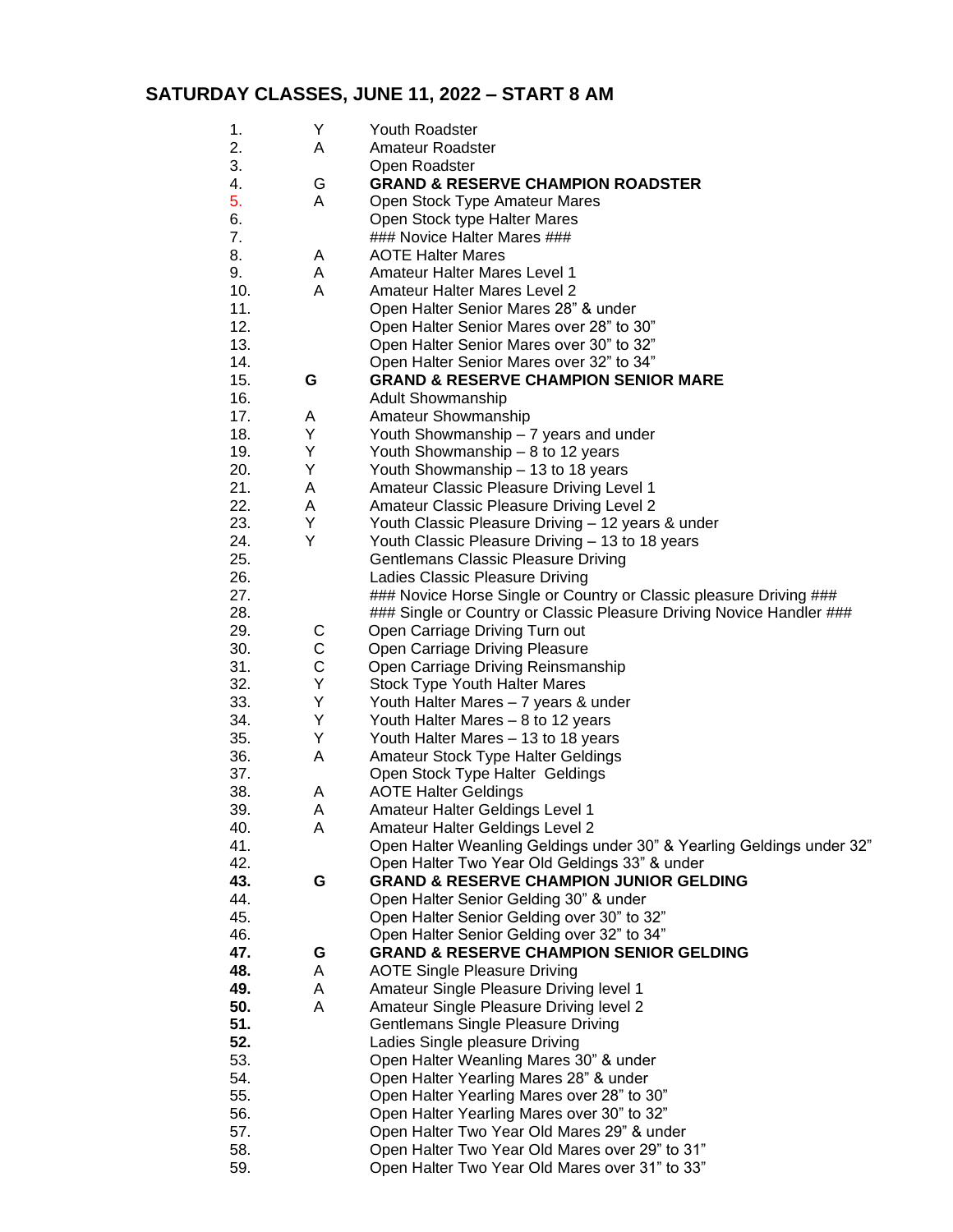## SATURDAY CLASSES, JUNE 11, 2022 – START 8 AM

| | | |
|---|---|---|
| 1. | Y | Youth Roadster |
| 2. | A | Amateur Roadster |
| 3. | | Open Roadster |
| 4. | G | **GRAND & RESERVE CHAMPION ROADSTER** |
| 5. | A | Open Stock Type Amateur Mares |
| 6. | | Open Stock type Halter Mares |
| 7. | | ### Novice Halter Mares ### |
| 8. | A | AOTE Halter Mares |
| 9. | A | Amateur Halter Mares Level 1 |
| 10. | A | Amateur Halter Mares Level 2 |
| 11. | | Open Halter Senior Mares 28" & under |
| 12. | | Open Halter Senior Mares over 28" to 30" |
| 13. | | Open Halter Senior Mares over 30" to 32" |
| 14. | | Open Halter Senior Mares over 32" to 34" |
| 15. | **G** | **GRAND & RESERVE CHAMPION SENIOR MARE** |
| 16. | | Adult Showmanship |
| 17. | A | Amateur Showmanship |
| 18. | Y | Youth Showmanship – 7 years and under |
| 19. | Y | Youth Showmanship – 8 to 12 years |
| 20. | Y | Youth Showmanship – 13 to 18 years |
| 21. | A | Amateur Classic Pleasure Driving Level 1 |
| 22. | A | Amateur Classic Pleasure Driving Level 2 |
| 23. | Y | Youth Classic Pleasure Driving – 12 years & under |
| 24. | Y | Youth Classic Pleasure Driving – 13 to 18 years |
| 25. | | Gentlemans Classic Pleasure Driving |
| 26. | | Ladies Classic Pleasure Driving |
| 27. | | ### Novice Horse Single or Country or Classic pleasure Driving ### |
| 28. | | ### Single or Country or Classic Pleasure Driving Novice Handler ### |
| 29. | C | Open Carriage Driving Turn out |
| 30. | C | Open Carriage Driving Pleasure |
| 31. | C | Open Carriage Driving Reinsmanship |
| 32. | Y | Stock Type Youth Halter Mares |
| 33. | Y | Youth Halter Mares – 7 years & under |
| 34. | Y | Youth Halter Mares – 8 to 12 years |
| 35. | Y | Youth Halter Mares – 13 to 18 years |
| 36. | A | Amateur Stock Type Halter Geldings |
| 37. | | Open Stock Type Halter Geldings |
| 38. | A | AOTE Halter Geldings |
| 39. | A | Amateur Halter Geldings Level 1 |
| 40. | A | Amateur Halter Geldings Level 2 |
| 41. | | Open Halter Weanling Geldings under 30" & Yearling Geldings under 32" |
| 42. | | Open Halter Two Year Old Geldings 33" & under |
| **43.** | **G** | **GRAND & RESERVE CHAMPION JUNIOR GELDING** |
| 44. | | Open Halter Senior Gelding 30" & under |
| 45. | | Open Halter Senior Gelding over 30" to 32" |
| 46. | | Open Halter Senior Gelding over 32" to 34" |
| **47.** | **G** | **GRAND & RESERVE CHAMPION SENIOR GELDING** |
| **48.** | A | AOTE Single Pleasure Driving |
| **49.** | A | Amateur Single Pleasure Driving level 1 |
| **50.** | A | Amateur Single Pleasure Driving level 2 |
| **51.** | | Gentlemans Single Pleasure Driving |
| **52.** | | Ladies Single pleasure Driving |
| 53. | | Open Halter Weanling Mares 30" & under |
| 54. | | Open Halter Yearling Mares 28" & under |
| 55. | | Open Halter Yearling Mares over 28" to 30" |
| 56. | | Open Halter Yearling Mares over 30" to 32" |
| 57. | | Open Halter Two Year Old Mares 29" & under |
| 58. | | Open Halter Two Year Old Mares over 29" to 31" |
| 59. | | Open Halter Two Year Old Mares over 31" to 33" |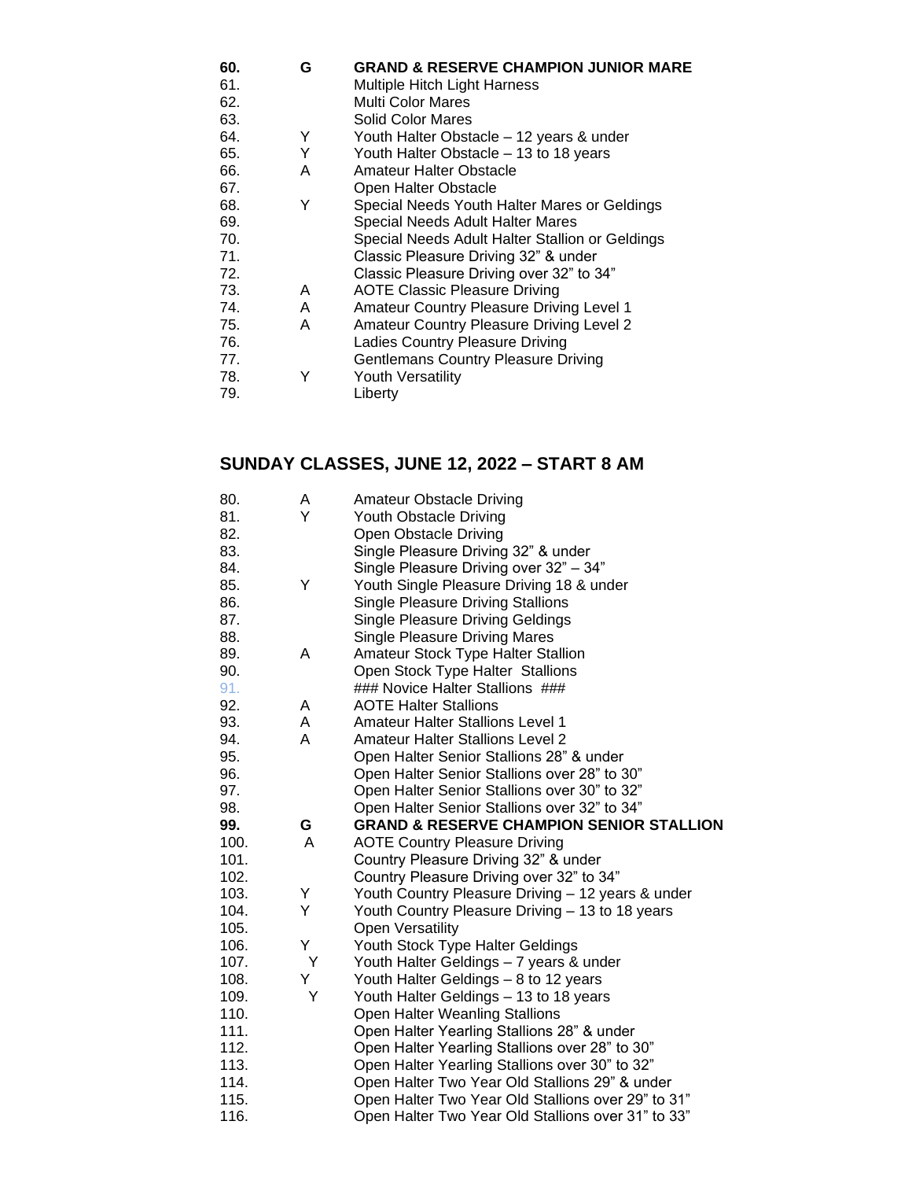| | | |
|---|---|---|
| **60.** | **G** | **GRAND & RESERVE CHAMPION JUNIOR MARE** |
| 61. | | Multiple Hitch Light Harness |
| 62. | | Multi Color Mares |
| 63. | | Solid Color Mares |
| 64. | Y | Youth Halter Obstacle – 12 years & under |
| 65. | Y | Youth Halter Obstacle – 13 to 18 years |
| 66. | A | Amateur Halter Obstacle |
| 67. | | Open Halter Obstacle |
| 68. | Y | Special Needs Youth Halter Mares or Geldings |
| 69. | | Special Needs Adult Halter Mares |
| 70. | | Special Needs Adult Halter Stallion or Geldings |
| 71. | | Classic Pleasure Driving 32" & under |
| 72. | | Classic Pleasure Driving over 32" to 34" |
| 73. | A | AOTE Classic Pleasure Driving |
| 74. | A | Amateur Country Pleasure Driving Level 1 |
| 75. | A | Amateur Country Pleasure Driving Level 2 |
| 76. | | Ladies Country Pleasure Driving |
| 77. | | Gentlemans Country Pleasure Driving |
| 78. | Y | Youth Versatility |
| 79. | | Liberty |

## SUNDAY CLASSES, JUNE 12, 2022 – START 8 AM

| | | |
|---|---|---|
| 80. | A | Amateur Obstacle Driving |
| 81. | Y | Youth Obstacle Driving |
| 82. | | Open Obstacle Driving |
| 83. | | Single Pleasure Driving 32" & under |
| 84. | | Single Pleasure Driving over 32" – 34" |
| 85. | Y | Youth Single Pleasure Driving 18 & under |
| 86. | | Single Pleasure Driving Stallions |
| 87. | | Single Pleasure Driving Geldings |
| 88. | | Single Pleasure Driving Mares |
| 89. | A | Amateur Stock Type Halter Stallion |
| 90. | | Open Stock Type Halter Stallions |
| 91. | | ### Novice Halter Stallions ### |
| 92. | A | AOTE Halter Stallions |
| 93. | A | Amateur Halter Stallions Level 1 |
| 94. | A | Amateur Halter Stallions Level 2 |
| 95. | | Open Halter Senior Stallions 28" & under |
| 96. | | Open Halter Senior Stallions over 28" to 30" |
| 97. | | Open Halter Senior Stallions over 30" to 32" |
| 98. | | Open Halter Senior Stallions over 32" to 34" |
| **99.** | **G** | **GRAND & RESERVE CHAMPION SENIOR STALLION** |
| 100. | A | AOTE Country Pleasure Driving |
| 101. | | Country Pleasure Driving 32" & under |
| 102. | | Country Pleasure Driving over 32" to 34" |
| 103. | Y | Youth Country Pleasure Driving – 12 years & under |
| 104. | Y | Youth Country Pleasure Driving – 13 to 18 years |
| 105. | | Open Versatility |
| 106. | Y | Youth Stock Type Halter Geldings |
| 107. | Y | Youth Halter Geldings – 7 years & under |
| 108. | Y | Youth Halter Geldings – 8 to 12 years |
| 109. | Y | Youth Halter Geldings – 13 to 18 years |
| 110. | | Open Halter Weanling Stallions |
| 111. | | Open Halter Yearling Stallions 28" & under |
| 112. | | Open Halter Yearling Stallions over 28" to 30" |
| 113. | | Open Halter Yearling Stallions over 30" to 32" |
| 114. | | Open Halter Two Year Old Stallions 29" & under |
| 115. | | Open Halter Two Year Old Stallions over 29" to 31" |
| 116. | | Open Halter Two Year Old Stallions over 31" to 33" |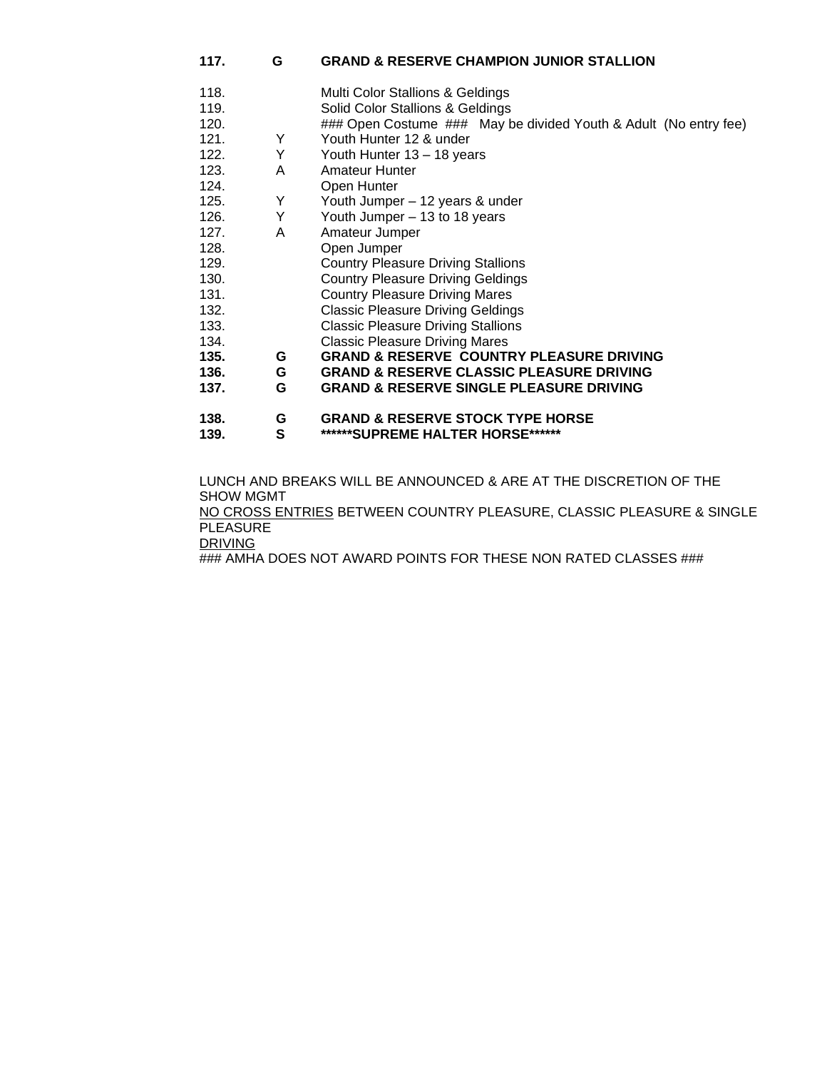| | | |
|---|---|---|
| **117.** | **G** | **GRAND & RESERVE CHAMPION JUNIOR STALLION** |
| 118. | | Multi Color Stallions & Geldings |
| 119. | | Solid Color Stallions & Geldings |
| 120. | | ### Open Costume ### May be divided Youth & Adult (No entry fee) |
| 121. | Y | Youth Hunter 12 & under |
| 122. | Y | Youth Hunter 13 – 18 years |
| 123. | A | Amateur Hunter |
| 124. | | Open Hunter |
| 125. | Y | Youth Jumper – 12 years & under |
| 126. | Y | Youth Jumper – 13 to 18 years |
| 127. | A | Amateur Jumper |
| 128. | | Open Jumper |
| 129. | | Country Pleasure Driving Stallions |
| 130. | | Country Pleasure Driving Geldings |
| 131. | | Country Pleasure Driving Mares |
| 132. | | Classic Pleasure Driving Geldings |
| 133. | | Classic Pleasure Driving Stallions |
| 134. | | Classic Pleasure Driving Mares |
| **135.** | **G** | **GRAND & RESERVE COUNTRY PLEASURE DRIVING** |
| **136.** | **G** | **GRAND & RESERVE CLASSIC PLEASURE DRIVING** |
| **137.** | **G** | **GRAND & RESERVE SINGLE PLEASURE DRIVING** |
| **138.** | **G** | **GRAND & RESERVE STOCK TYPE HORSE** |
| **139.** | **S** | **\*\*\*\*\*\*SUPREME HALTER HORSE\*\*\*\*\*\*** |

LUNCH AND BREAKS WILL BE ANNOUNCED & ARE AT THE DISCRETION OF THE SHOW MGMT

<u>NO CROSS ENTRIES</u> BETWEEN COUNTRY PLEASURE, CLASSIC PLEASURE & SINGLE PLEASURE <u>DRIVING</u>

### AMHA DOES NOT AWARD POINTS FOR THESE NON RATED CLASSES ###